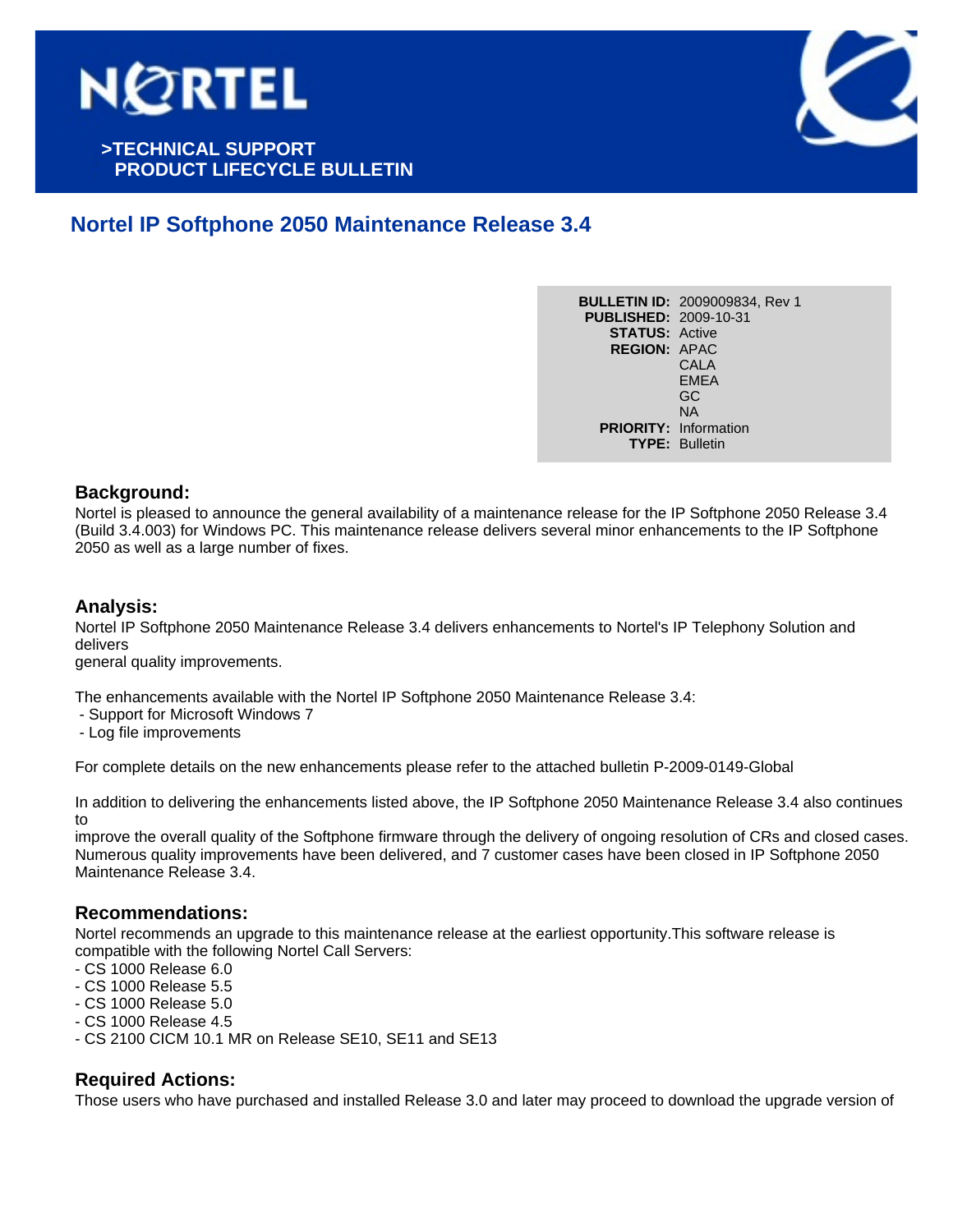# NORTEL

>TECHNICAL SUPPORT
PRODUCT LIFECYCLE BULLETIN

## Nortel IP Softphone 2050 Maintenance Release 3.4

**BULLETIN ID:** 2009009834, Rev 1
**PUBLISHED:** 2009-10-31
**STATUS:** Active
**REGION:** APAC
CALA
EMEA
GC
NA
**PRIORITY:** Information
**TYPE:** Bulletin

### Background:

Nortel is pleased to announce the general availability of a maintenance release for the IP Softphone 2050 Release 3.4 (Build 3.4.003) for Windows PC. This maintenance release delivers several minor enhancements to the IP Softphone 2050 as well as a large number of fixes.

### Analysis:

Nortel IP Softphone 2050 Maintenance Release 3.4 delivers enhancements to Nortel's IP Telephony Solution and delivers
general quality improvements.

The enhancements available with the Nortel IP Softphone 2050 Maintenance Release 3.4:
- Support for Microsoft Windows 7
- Log file improvements

For complete details on the new enhancements please refer to the attached bulletin P-2009-0149-Global

In addition to delivering the enhancements listed above, the IP Softphone 2050 Maintenance Release 3.4 also continues to
improve the overall quality of the Softphone firmware through the delivery of ongoing resolution of CRs and closed cases. Numerous quality improvements have been delivered, and 7 customer cases have been closed in IP Softphone 2050 Maintenance Release 3.4.

### Recommendations:

Nortel recommends an upgrade to this maintenance release at the earliest opportunity.This software release is compatible with the following Nortel Call Servers:
- CS 1000 Release 6.0
- CS 1000 Release 5.5
- CS 1000 Release 5.0
- CS 1000 Release 4.5
- CS 2100 CICM 10.1 MR on Release SE10, SE11 and SE13

### Required Actions:

Those users who have purchased and installed Release 3.0 and later may proceed to download the upgrade version of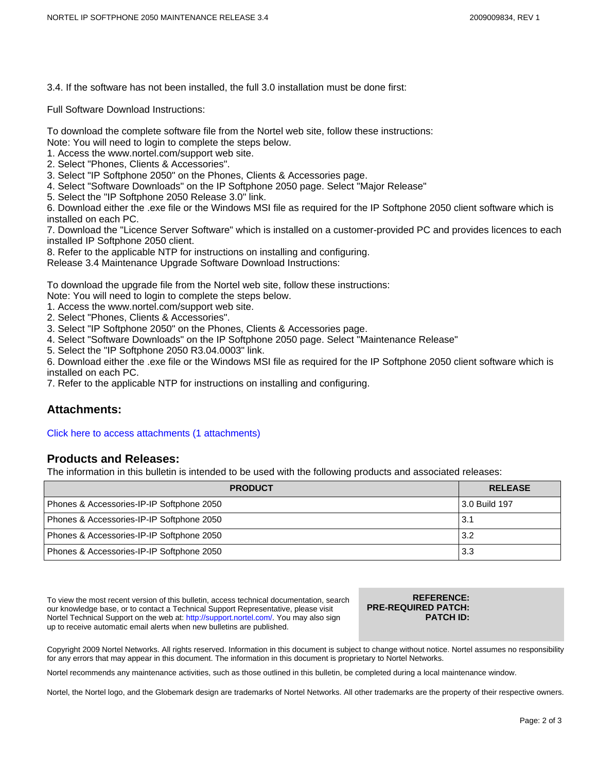3.4. If the software has not been installed, the full 3.0 installation must be done first:

Full Software Download Instructions:

To download the complete software file from the Nortel web site, follow these instructions:
Note: You will need to login to complete the steps below.

1. Access the www.nortel.com/support web site.
2. Select "Phones, Clients & Accessories".
3. Select "IP Softphone 2050" on the Phones, Clients & Accessories page.
4. Select "Software Downloads" on the IP Softphone 2050 page. Select "Major Release"
5. Select the "IP Softphone 2050 Release 3.0" link.
6. Download either the .exe file or the Windows MSI file as required for the IP Softphone 2050 client software which is installed on each PC.
7. Download the "Licence Server Software" which is installed on a customer-provided PC and provides licences to each installed IP Softphone 2050 client.
8. Refer to the applicable NTP for instructions on installing and configuring.

Release 3.4 Maintenance Upgrade Software Download Instructions:

To download the upgrade file from the Nortel web site, follow these instructions:
Note: You will need to login to complete the steps below.

1. Access the www.nortel.com/support web site.
2. Select "Phones, Clients & Accessories".
3. Select "IP Softphone 2050" on the Phones, Clients & Accessories page.
4. Select "Software Downloads" on the IP Softphone 2050 page. Select "Maintenance Release"
5. Select the "IP Softphone 2050 R3.04.0003" link.
6. Download either the .exe file or the Windows MSI file as required for the IP Softphone 2050 client software which is installed on each PC.
7. Refer to the applicable NTP for instructions on installing and configuring.

## Attachments:

Click here to access attachments (1 attachments)

## Products and Releases:

The information in this bulletin is intended to be used with the following products and associated releases:

| PRODUCT | RELEASE |
|---|---|
| Phones & Accessories-IP-IP Softphone 2050 | 3.0 Build 197 |
| Phones & Accessories-IP-IP Softphone 2050 | 3.1 |
| Phones & Accessories-IP-IP Softphone 2050 | 3.2 |
| Phones & Accessories-IP-IP Softphone 2050 | 3.3 |

To view the most recent version of this bulletin, access technical documentation, search our knowledge base, or to contact a Technical Support Representative, please visit Nortel Technical Support on the web at: http://support.nortel.com/. You may also sign up to receive automatic email alerts when new bulletins are published.

**REFERENCE:**
**PRE-REQUIRED PATCH:**
**PATCH ID:**

Copyright 2009 Nortel Networks. All rights reserved. Information in this document is subject to change without notice. Nortel assumes no responsibility for any errors that may appear in this document. The information in this document is proprietary to Nortel Networks.

Nortel recommends any maintenance activities, such as those outlined in this bulletin, be completed during a local maintenance window.

Nortel, the Nortel logo, and the Globemark design are trademarks of Nortel Networks. All other trademarks are the property of their respective owners.